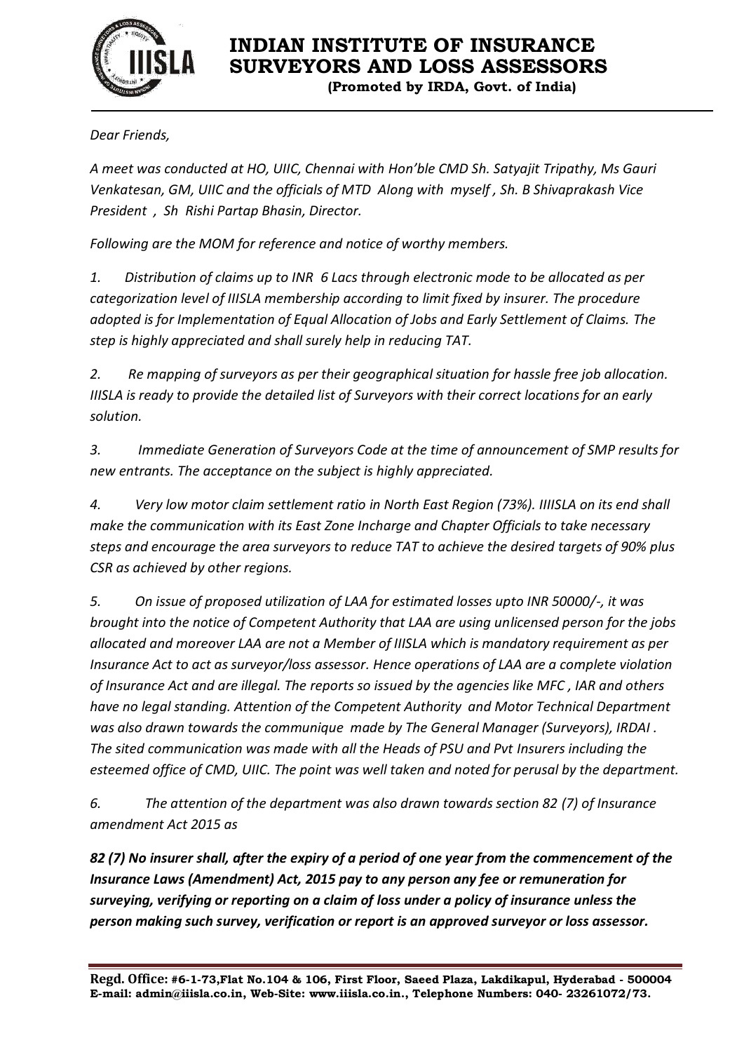# INDIAN INSTITUTE OF INSURANCE SURVEYORS AND LOSS ASSESSORS

**(Promoted by IRDA, Govt. of India)**

*Dear Friends,*

*A meet was conducted at HO, UIIC, Chennai with Hon'ble CMD Sh. Satyajit Tripathy, Ms Gauri Venkatesan, GM, UIIC and the officials of MTD Along with myself , Sh. B Shivaprakash Vice President , Sh Rishi Partap Bhasin, Director.*

*Following are the MOM for reference and notice of worthy members.*

*1. Distribution of claims up to INR 6 Lacs through electronic mode to be allocated as per categorization level of IIISLA membership according to limit fixed by insurer. The procedure adopted is for Implementation of Equal Allocation of Jobs and Early Settlement of Claims. The step is highly appreciated and shall surely help in reducing TAT.*

*2. Re mapping of surveyors as per their geographical situation for hassle free job allocation. IIISLA is ready to provide the detailed list of Surveyors with their correct locations for an early solution.*

*3. Immediate Generation of Surveyors Code at the time of announcement of SMP results for new entrants. The acceptance on the subject is highly appreciated.*

*4. Very low motor claim settlement ratio in North East Region (73%). IIIISLA on its end shall make the communication with its East Zone Incharge and Chapter Officials to take necessary steps and encourage the area surveyors to reduce TAT to achieve the desired targets of 90% plus CSR as achieved by other regions.*

*5. On issue of proposed utilization of LAA for estimated losses upto INR 50000/-, it was brought into the notice of Competent Authority that LAA are using unlicensed person for the jobs allocated and moreover LAA are not a Member of IIISLA which is mandatory requirement as per Insurance Act to act as surveyor/loss assessor. Hence operations of LAA are a complete violation of Insurance Act and are illegal. The reports so issued by the agencies like MFC , IAR and others have no legal standing. Attention of the Competent Authority and Motor Technical Department was also drawn towards the communique made by The General Manager (Surveyors), IRDAI . The sited communication was made with all the Heads of PSU and Pvt Insurers including the esteemed office of CMD, UIIC. The point was well taken and noted for perusal by the department.*

*6. The attention of the department was also drawn towards section 82 (7) of Insurance amendment Act 2015 as*

***82 (7) No insurer shall, after the expiry of a period of one year from the commencement of the Insurance Laws (Amendment) Act, 2015 pay to any person any fee or remuneration for surveying, verifying or reporting on a claim of loss under a policy of insurance unless the person making such survey, verification or report is an approved surveyor or loss assessor.***

**Regd. Office: #6-1-73,Flat No.104 & 106, First Floor, Saeed Plaza, Lakdikapul, Hyderabad - 500004**
**E-mail: admin@iiisla.co.in, Web-Site: www.iiisla.co.in., Telephone Numbers: 040- 23261072/73.**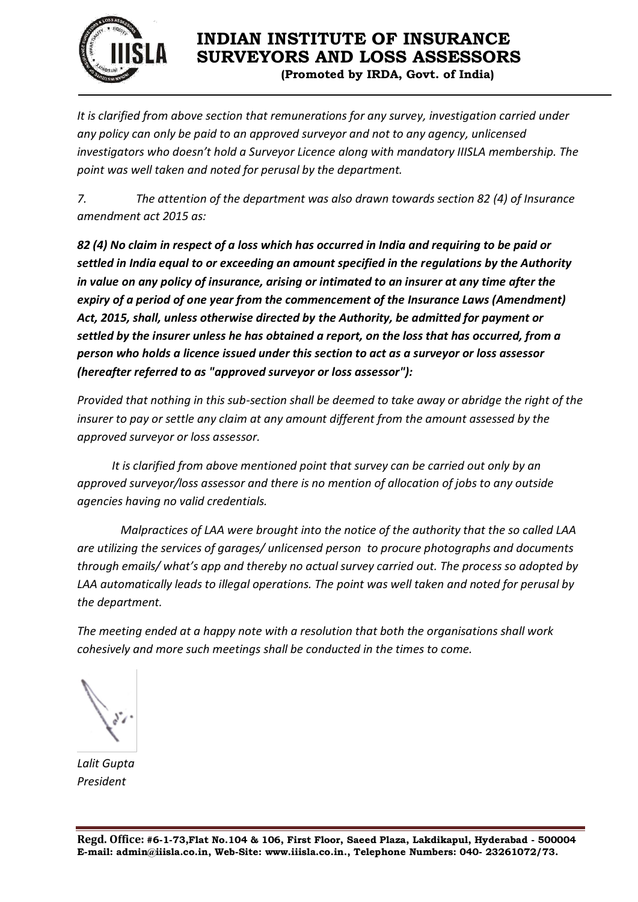*It is clarified from above section that remunerations for any survey, investigation carried under any policy can only be paid to an approved surveyor and not to any agency, unlicensed investigators who doesn't hold a Surveyor Licence along with mandatory IIISLA membership. The point was well taken and noted for perusal by the department.*

*7. The attention of the department was also drawn towards section 82 (4) of Insurance amendment act 2015 as:*

***82 (4) No claim in respect of a loss which has occurred in India and requiring to be paid or settled in India equal to or exceeding an amount specified in the regulations by the Authority in value on any policy of insurance, arising or intimated to an insurer at any time after the expiry of a period of one year from the commencement of the Insurance Laws (Amendment) Act, 2015, shall, unless otherwise directed by the Authority, be admitted for payment or settled by the insurer unless he has obtained a report, on the loss that has occurred, from a person who holds a licence issued under this section to act as a surveyor or loss assessor (hereafter referred to as "approved surveyor or loss assessor"):***

*Provided that nothing in this sub-section shall be deemed to take away or abridge the right of the insurer to pay or settle any claim at any amount different from the amount assessed by the approved surveyor or loss assessor.*

*It is clarified from above mentioned point that survey can be carried out only by an approved surveyor/loss assessor and there is no mention of allocation of jobs to any outside agencies having no valid credentials.*

*Malpractices of LAA were brought into the notice of the authority that the so called LAA are utilizing the services of garages/ unlicensed person to procure photographs and documents through emails/ what's app and thereby no actual survey carried out. The process so adopted by LAA automatically leads to illegal operations. The point was well taken and noted for perusal by the department.*

*The meeting ended at a happy note with a resolution that both the organisations shall work cohesively and more such meetings shall be conducted in the times to come.*

*Lalit Gupta*
*President*